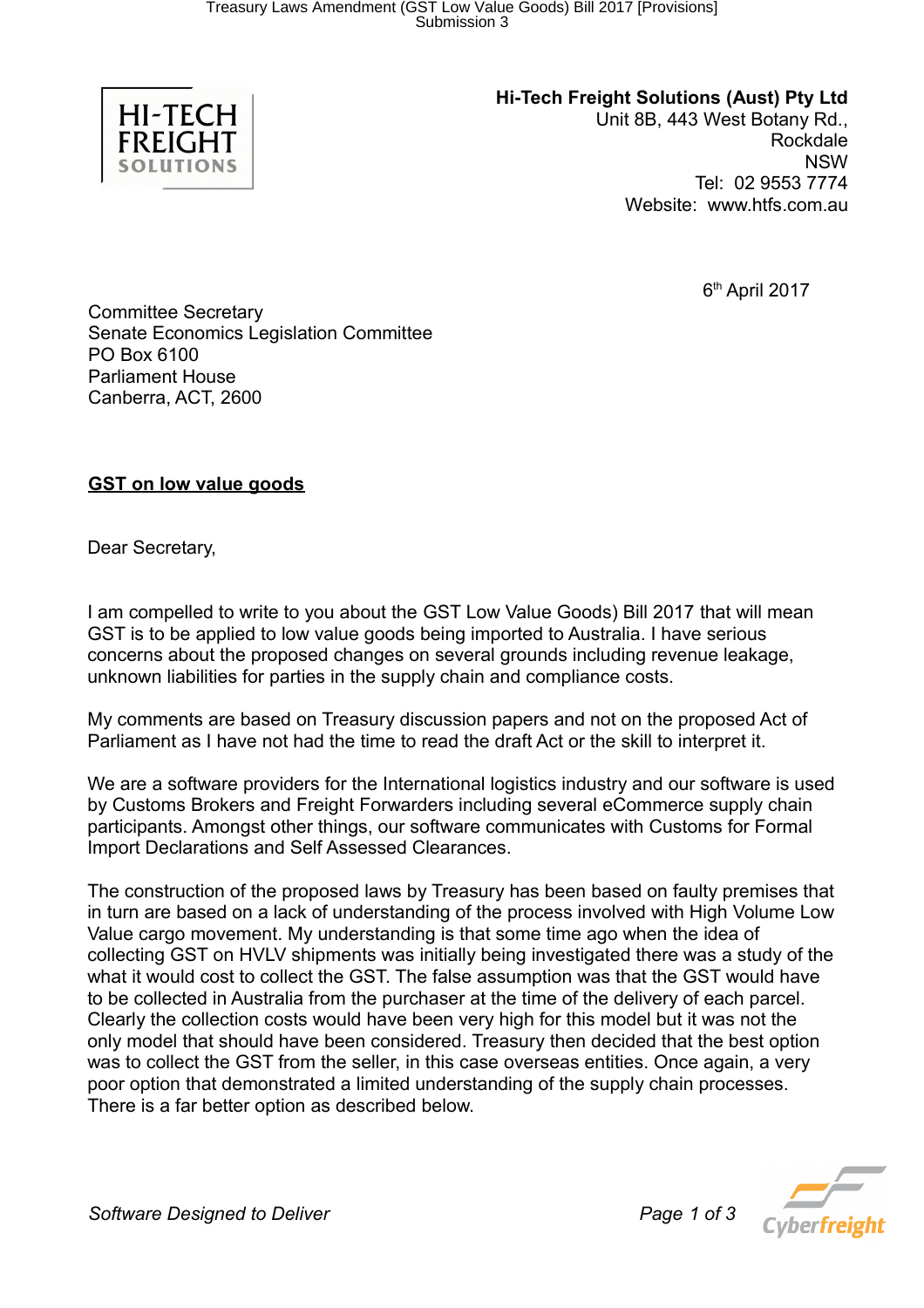**Hi-Tech Freight Solutions (Aust) Pty Ltd**
Unit 8B, 443 West Botany Rd.,
Rockdale
NSW
Tel: 02 9553 7774
Website: www.htfs.com.au

6th April 2017

Committee Secretary
Senate Economics Legislation Committee
PO Box 6100
Parliament House
Canberra, ACT, 2600

**GST on low value goods**

Dear Secretary,

I am compelled to write to you about the GST Low Value Goods) Bill 2017 that will mean GST is to be applied to low value goods being imported to Australia. I have serious concerns about the proposed changes on several grounds including revenue leakage, unknown liabilities for parties in the supply chain and compliance costs.

My comments are based on Treasury discussion papers and not on the proposed Act of Parliament as I have not had the time to read the draft Act or the skill to interpret it.

We are a software providers for the International logistics industry and our software is used by Customs Brokers and Freight Forwarders including several eCommerce supply chain participants. Amongst other things, our software communicates with Customs for Formal Import Declarations and Self Assessed Clearances.

The construction of the proposed laws by Treasury has been based on faulty premises that in turn are based on a lack of understanding of the process involved with High Volume Low Value cargo movement. My understanding is that some time ago when the idea of collecting GST on HVLV shipments was initially being investigated there was a study of the what it would cost to collect the GST. The false assumption was that the GST would have to be collected in Australia from the purchaser at the time of the delivery of each parcel. Clearly the collection costs would have been very high for this model but it was not the only model that should have been considered. Treasury then decided that the best option was to collect the GST from the seller, in this case overseas entities. Once again, a very poor option that demonstrated a limited understanding of the supply chain processes. There is a far better option as described below.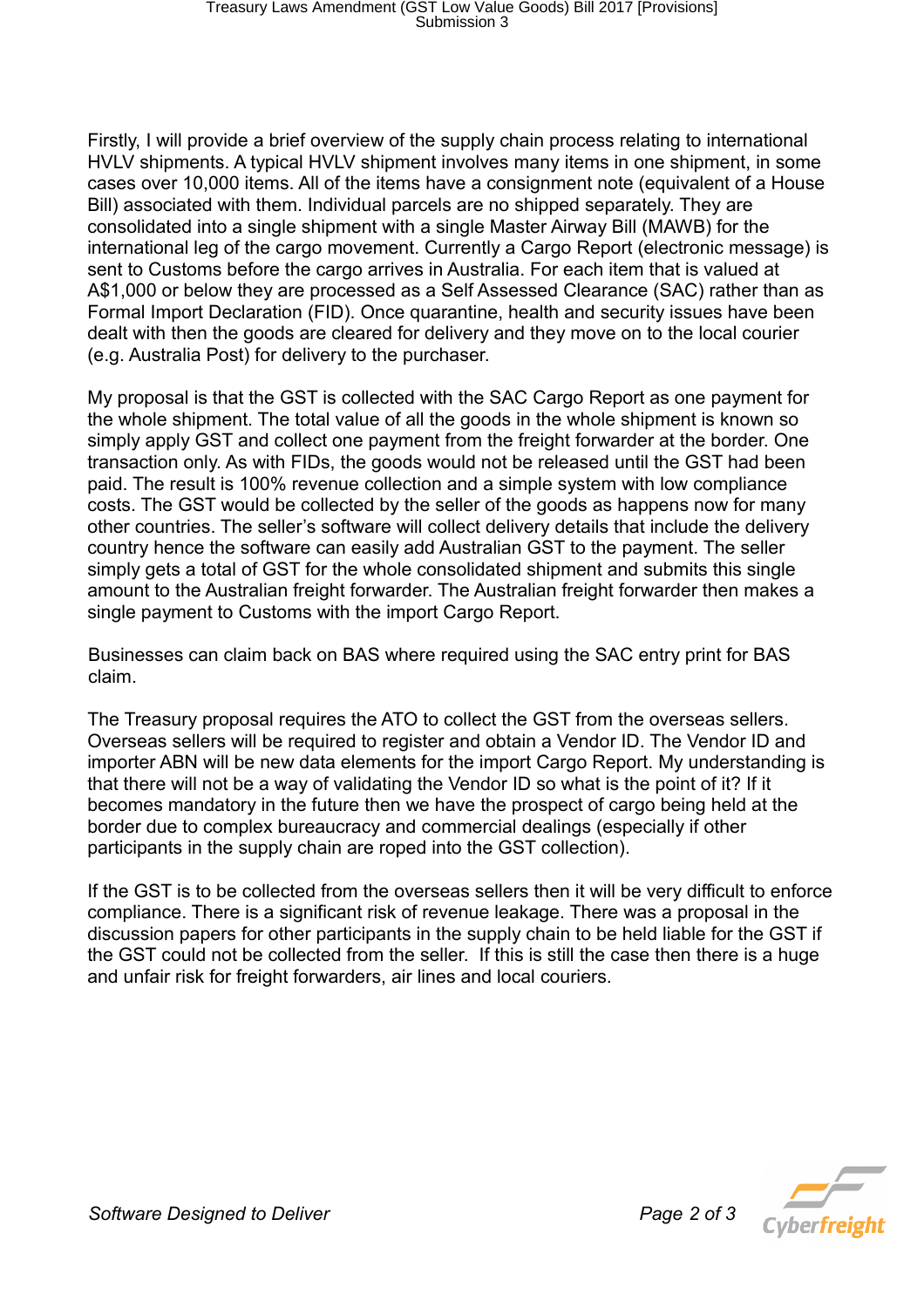Firstly, I will provide a brief overview of the supply chain process relating to international HVLV shipments. A typical HVLV shipment involves many items in one shipment, in some cases over 10,000 items. All of the items have a consignment note (equivalent of a House Bill) associated with them. Individual parcels are no shipped separately. They are consolidated into a single shipment with a single Master Airway Bill (MAWB) for the international leg of the cargo movement. Currently a Cargo Report (electronic message) is sent to Customs before the cargo arrives in Australia. For each item that is valued at A$1,000 or below they are processed as a Self Assessed Clearance (SAC) rather than as Formal Import Declaration (FID). Once quarantine, health and security issues have been dealt with then the goods are cleared for delivery and they move on to the local courier (e.g. Australia Post) for delivery to the purchaser.

My proposal is that the GST is collected with the SAC Cargo Report as one payment for the whole shipment. The total value of all the goods in the whole shipment is known so simply apply GST and collect one payment from the freight forwarder at the border. One transaction only. As with FIDs, the goods would not be released until the GST had been paid. The result is 100% revenue collection and a simple system with low compliance costs. The GST would be collected by the seller of the goods as happens now for many other countries. The seller's software will collect delivery details that include the delivery country hence the software can easily add Australian GST to the payment. The seller simply gets a total of GST for the whole consolidated shipment and submits this single amount to the Australian freight forwarder. The Australian freight forwarder then makes a single payment to Customs with the import Cargo Report.

Businesses can claim back on BAS where required using the SAC entry print for BAS claim.

The Treasury proposal requires the ATO to collect the GST from the overseas sellers. Overseas sellers will be required to register and obtain a Vendor ID. The Vendor ID and importer ABN will be new data elements for the import Cargo Report. My understanding is that there will not be a way of validating the Vendor ID so what is the point of it? If it becomes mandatory in the future then we have the prospect of cargo being held at the border due to complex bureaucracy and commercial dealings (especially if other participants in the supply chain are roped into the GST collection).

If the GST is to be collected from the overseas sellers then it will be very difficult to enforce compliance. There is a significant risk of revenue leakage. There was a proposal in the discussion papers for other participants in the supply chain to be held liable for the GST if the GST could not be collected from the seller. If this is still the case then there is a huge and unfair risk for freight forwarders, air lines and local couriers.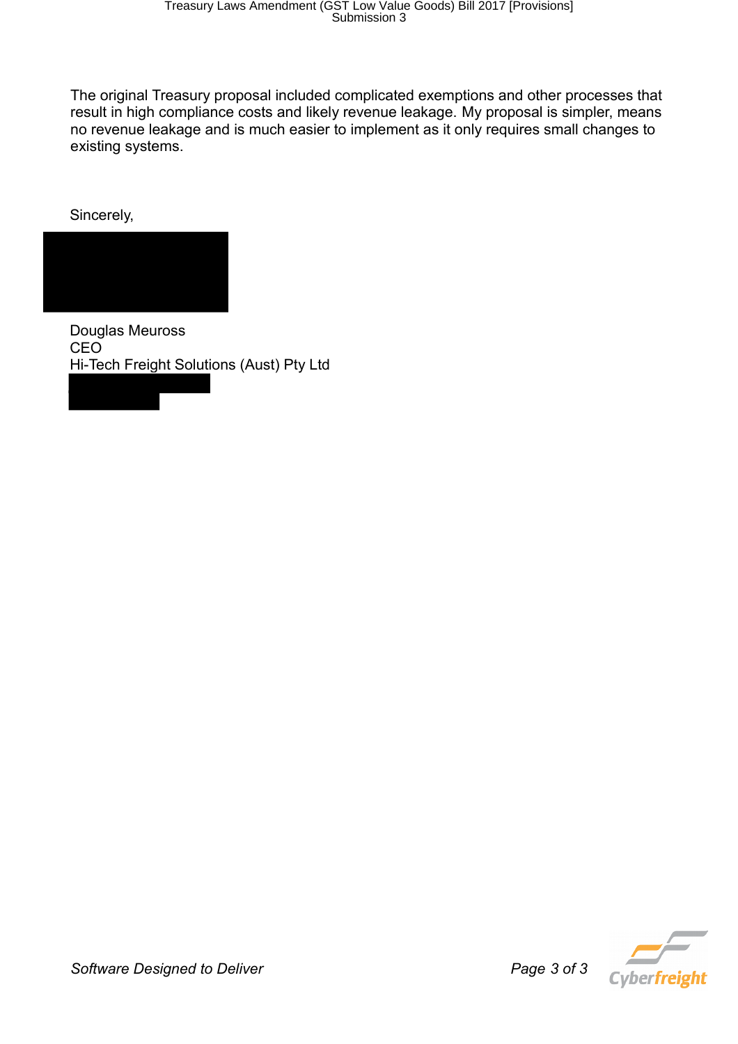The original Treasury proposal included complicated exemptions and other processes that result in high compliance costs and likely revenue leakage. My proposal is simpler, means no revenue leakage and is much easier to implement as it only requires small changes to existing systems.

Sincerely,

Douglas Meuross
CEO
Hi-Tech Freight Solutions (Aust) Pty Ltd